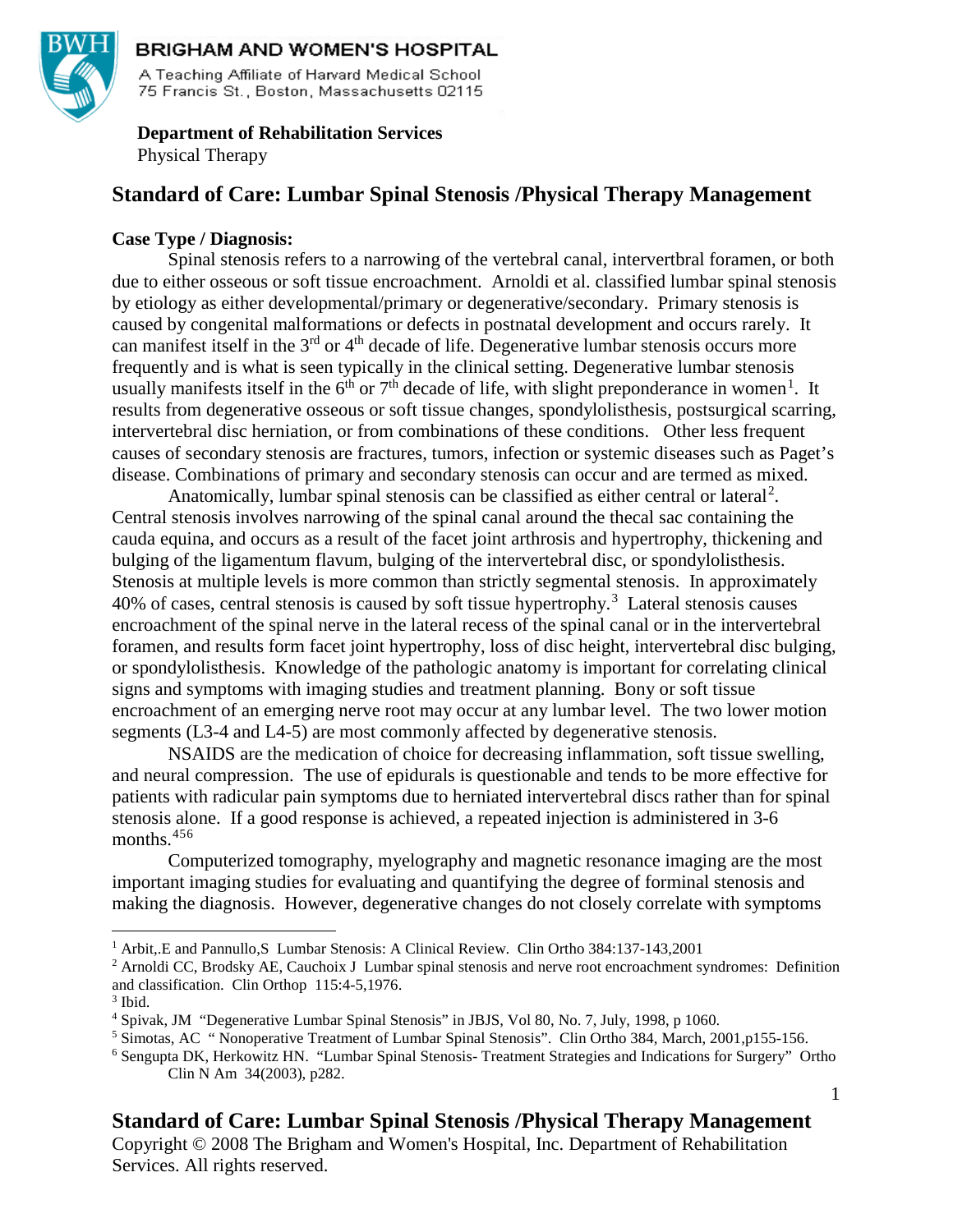**BRIGHAM AND WOMEN'S HOSPITAL**
A Teaching Affiliate of Harvard Medical School
75 Francis St., Boston, Massachusetts 02115

**Department of Rehabilitation Services**
Physical Therapy

# Standard of Care: Lumbar Spinal Stenosis /Physical Therapy Management

**Case Type / Diagnosis:**

Spinal stenosis refers to a narrowing of the vertebral canal, intervertbral foramen, or both due to either osseous or soft tissue encroachment. Arnoldi et al. classified lumbar spinal stenosis by etiology as either developmental/primary or degenerative/secondary. Primary stenosis is caused by congenital malformations or defects in postnatal development and occurs rarely. It can manifest itself in the 3rd or 4th decade of life. Degenerative lumbar stenosis occurs more frequently and is what is seen typically in the clinical setting. Degenerative lumbar stenosis usually manifests itself in the 6th or 7th decade of life, with slight preponderance in women[1]. It results from degenerative osseous or soft tissue changes, spondylolisthesis, postsurgical scarring, intervertebral disc herniation, or from combinations of these conditions. Other less frequent causes of secondary stenosis are fractures, tumors, infection or systemic diseases such as Paget's disease. Combinations of primary and secondary stenosis can occur and are termed as mixed.

Anatomically, lumbar spinal stenosis can be classified as either central or lateral[2]. Central stenosis involves narrowing of the spinal canal around the thecal sac containing the cauda equina, and occurs as a result of the facet joint arthrosis and hypertrophy, thickening and bulging of the ligamentum flavum, bulging of the intervertebral disc, or spondylolisthesis. Stenosis at multiple levels is more common than strictly segmental stenosis. In approximately 40% of cases, central stenosis is caused by soft tissue hypertrophy.[3] Lateral stenosis causes encroachment of the spinal nerve in the lateral recess of the spinal canal or in the intervertebral foramen, and results form facet joint hypertrophy, loss of disc height, intervertebral disc bulging, or spondylolisthesis. Knowledge of the pathologic anatomy is important for correlating clinical signs and symptoms with imaging studies and treatment planning. Bony or soft tissue encroachment of an emerging nerve root may occur at any lumbar level. The two lower motion segments (L3-4 and L4-5) are most commonly affected by degenerative stenosis.

NSAIDS are the medication of choice for decreasing inflammation, soft tissue swelling, and neural compression. The use of epidurals is questionable and tends to be more effective for patients with radicular pain symptoms due to herniated intervertebral discs rather than for spinal stenosis alone. If a good response is achieved, a repeated injection is administered in 3-6 months.[4,5,6]

Computerized tomography, myelography and magnetic resonance imaging are the most important imaging studies for evaluating and quantifying the degree of forminal stenosis and making the diagnosis. However, degenerative changes do not closely correlate with symptoms

---

[1] Arbit,.E and Pannullo,S Lumbar Stenosis: A Clinical Review. Clin Ortho 384:137-143,2001

[2] Arnoldi CC, Brodsky AE, Cauchoix J Lumbar spinal stenosis and nerve root encroachment syndromes: Definition and classification. Clin Orthop 115:4-5,1976.

[3] Ibid.

[4] Spivak, JM "Degenerative Lumbar Spinal Stenosis" in JBJS, Vol 80, No. 7, July, 1998, p 1060.

[5] Simotas, AC " Nonoperative Treatment of Lumbar Spinal Stenosis". Clin Ortho 384, March, 2001,p155-156.

[6] Sengupta DK, Herkowitz HN. "Lumbar Spinal Stenosis- Treatment Strategies and Indications for Surgery" Ortho Clin N Am 34(2003), p282.

Copyright © 2008 The Brigham and Women's Hospital, Inc. Department of Rehabilitation Services. All rights reserved.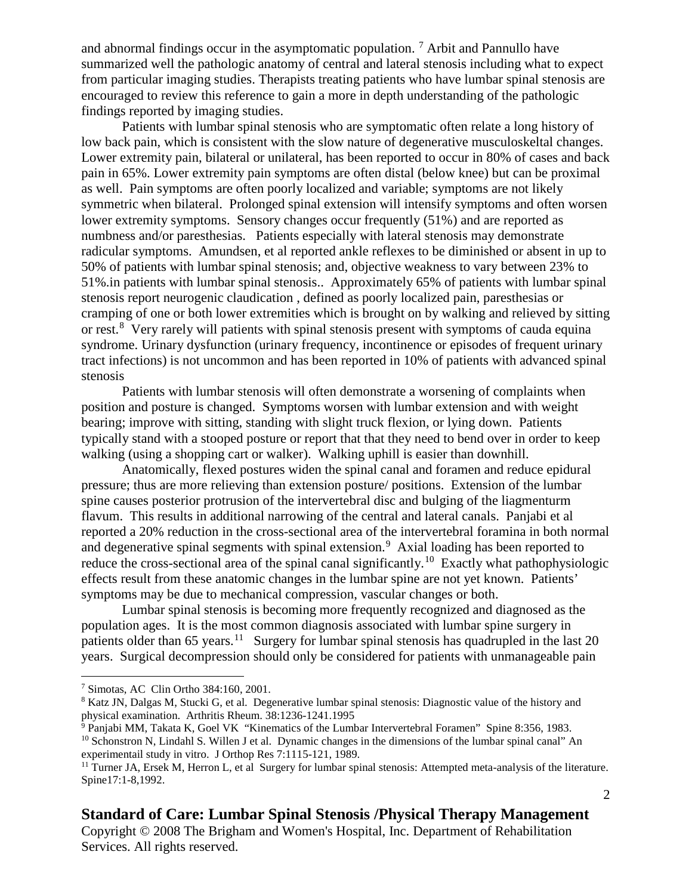and abnormal findings occur in the asymptomatic population. [7] Arbit and Pannullo have summarized well the pathologic anatomy of central and lateral stenosis including what to expect from particular imaging studies. Therapists treating patients who have lumbar spinal stenosis are encouraged to review this reference to gain a more in depth understanding of the pathologic findings reported by imaging studies.

Patients with lumbar spinal stenosis who are symptomatic often relate a long history of low back pain, which is consistent with the slow nature of degenerative musculoskeltal changes. Lower extremity pain, bilateral or unilateral, has been reported to occur in 80% of cases and back pain in 65%. Lower extremity pain symptoms are often distal (below knee) but can be proximal as well. Pain symptoms are often poorly localized and variable; symptoms are not likely symmetric when bilateral. Prolonged spinal extension will intensify symptoms and often worsen lower extremity symptoms. Sensory changes occur frequently (51%) and are reported as numbness and/or paresthesias. Patients especially with lateral stenosis may demonstrate radicular symptoms. Amundsen, et al reported ankle reflexes to be diminished or absent in up to 50% of patients with lumbar spinal stenosis; and, objective weakness to vary between 23% to 51%.in patients with lumbar spinal stenosis.. Approximately 65% of patients with lumbar spinal stenosis report neurogenic claudication , defined as poorly localized pain, paresthesias or cramping of one or both lower extremities which is brought on by walking and relieved by sitting or rest.[8] Very rarely will patients with spinal stenosis present with symptoms of cauda equina syndrome. Urinary dysfunction (urinary frequency, incontinence or episodes of frequent urinary tract infections) is not uncommon and has been reported in 10% of patients with advanced spinal stenosis

Patients with lumbar stenosis will often demonstrate a worsening of complaints when position and posture is changed. Symptoms worsen with lumbar extension and with weight bearing; improve with sitting, standing with slight truck flexion, or lying down. Patients typically stand with a stooped posture or report that that they need to bend over in order to keep walking (using a shopping cart or walker). Walking uphill is easier than downhill.

Anatomically, flexed postures widen the spinal canal and foramen and reduce epidural pressure; thus are more relieving than extension posture/ positions. Extension of the lumbar spine causes posterior protrusion of the intervertebral disc and bulging of the liagmenturm flavum. This results in additional narrowing of the central and lateral canals. Panjabi et al reported a 20% reduction in the cross-sectional area of the intervertebral foramina in both normal and degenerative spinal segments with spinal extension.[9] Axial loading has been reported to reduce the cross-sectional area of the spinal canal significantly.[10] Exactly what pathophysiologic effects result from these anatomic changes in the lumbar spine are not yet known. Patients' symptoms may be due to mechanical compression, vascular changes or both.

Lumbar spinal stenosis is becoming more frequently recognized and diagnosed as the population ages. It is the most common diagnosis associated with lumbar spine surgery in patients older than 65 years.[11] Surgery for lumbar spinal stenosis has quadrupled in the last 20 years. Surgical decompression should only be considered for patients with unmanageable pain

---

[7] Simotas, AC Clin Ortho 384:160, 2001.

[8] Katz JN, Dalgas M, Stucki G, et al. Degenerative lumbar spinal stenosis: Diagnostic value of the history and physical examination. Arthritis Rheum. 38:1236-1241.1995

[9] Panjabi MM, Takata K, Goel VK "Kinematics of the Lumbar Intervertebral Foramen" Spine 8:356, 1983.

[10] Schonstron N, Lindahl S. Willen J et al. Dynamic changes in the dimensions of the lumbar spinal canal" An experimentail study in vitro. J Orthop Res 7:1115-121, 1989.

[11] Turner JA, Ersek M, Herron L, et al Surgery for lumbar spinal stenosis: Attempted meta-analysis of the literature. Spine17:1-8,1992.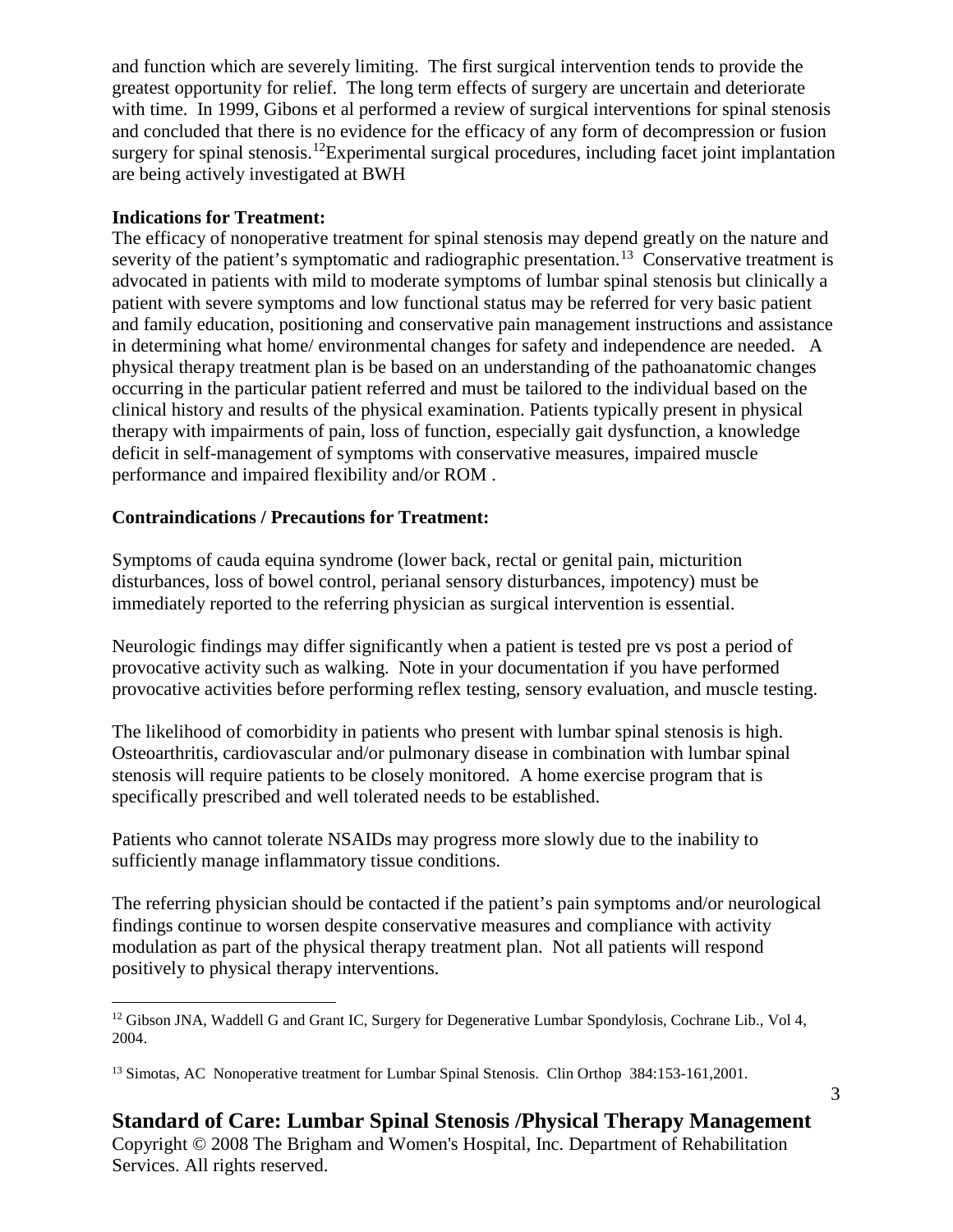and function which are severely limiting. The first surgical intervention tends to provide the greatest opportunity for relief. The long term effects of surgery are uncertain and deteriorate with time. In 1999, Gibons et al performed a review of surgical interventions for spinal stenosis and concluded that there is no evidence for the efficacy of any form of decompression or fusion surgery for spinal stenosis.[12]Experimental surgical procedures, including facet joint implantation are being actively investigated at BWH

**Indications for Treatment:**

The efficacy of nonoperative treatment for spinal stenosis may depend greatly on the nature and severity of the patient's symptomatic and radiographic presentation.[13] Conservative treatment is advocated in patients with mild to moderate symptoms of lumbar spinal stenosis but clinically a patient with severe symptoms and low functional status may be referred for very basic patient and family education, positioning and conservative pain management instructions and assistance in determining what home/ environmental changes for safety and independence are needed. A physical therapy treatment plan is be based on an understanding of the pathoanatomic changes occurring in the particular patient referred and must be tailored to the individual based on the clinical history and results of the physical examination. Patients typically present in physical therapy with impairments of pain, loss of function, especially gait dysfunction, a knowledge deficit in self-management of symptoms with conservative measures, impaired muscle performance and impaired flexibility and/or ROM .

**Contraindications / Precautions for Treatment:**

Symptoms of cauda equina syndrome (lower back, rectal or genital pain, micturition disturbances, loss of bowel control, perianal sensory disturbances, impotency) must be immediately reported to the referring physician as surgical intervention is essential.

Neurologic findings may differ significantly when a patient is tested pre vs post a period of provocative activity such as walking. Note in your documentation if you have performed provocative activities before performing reflex testing, sensory evaluation, and muscle testing.

The likelihood of comorbidity in patients who present with lumbar spinal stenosis is high. Osteoarthritis, cardiovascular and/or pulmonary disease in combination with lumbar spinal stenosis will require patients to be closely monitored. A home exercise program that is specifically prescribed and well tolerated needs to be established.

Patients who cannot tolerate NSAIDs may progress more slowly due to the inability to sufficiently manage inflammatory tissue conditions.

The referring physician should be contacted if the patient's pain symptoms and/or neurological findings continue to worsen despite conservative measures and compliance with activity modulation as part of the physical therapy treatment plan. Not all patients will respond positively to physical therapy interventions.

---

[12] Gibson JNA, Waddell G and Grant IC, Surgery for Degenerative Lumbar Spondylosis, Cochrane Lib., Vol 4, 2004.

[13] Simotas, AC Nonoperative treatment for Lumbar Spinal Stenosis. Clin Orthop 384:153-161,2001.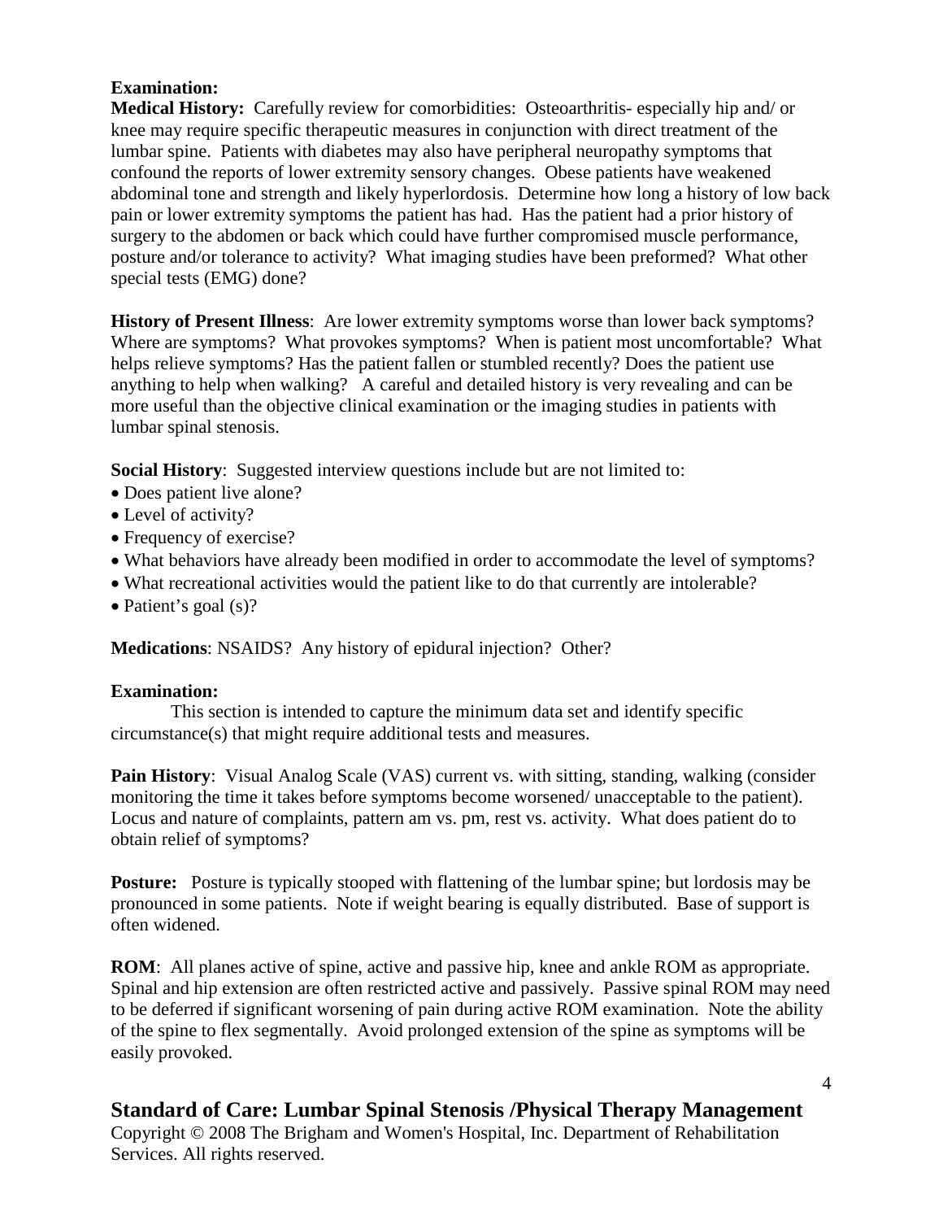**Examination:**

**Medical History:** Carefully review for comorbidities: Osteoarthritis- especially hip and/ or knee may require specific therapeutic measures in conjunction with direct treatment of the lumbar spine. Patients with diabetes may also have peripheral neuropathy symptoms that confound the reports of lower extremity sensory changes. Obese patients have weakened abdominal tone and strength and likely hyperlordosis. Determine how long a history of low back pain or lower extremity symptoms the patient has had. Has the patient had a prior history of surgery to the abdomen or back which could have further compromised muscle performance, posture and/or tolerance to activity? What imaging studies have been preformed? What other special tests (EMG) done?

**History of Present Illness**: Are lower extremity symptoms worse than lower back symptoms? Where are symptoms? What provokes symptoms? When is patient most uncomfortable? What helps relieve symptoms? Has the patient fallen or stumbled recently? Does the patient use anything to help when walking? A careful and detailed history is very revealing and can be more useful than the objective clinical examination or the imaging studies in patients with lumbar spinal stenosis.

**Social History**: Suggested interview questions include but are not limited to:

- Does patient live alone?
- Level of activity?
- Frequency of exercise?
- What behaviors have already been modified in order to accommodate the level of symptoms?
- What recreational activities would the patient like to do that currently are intolerable?
- Patient's goal (s)?

**Medications**: NSAIDS? Any history of epidural injection? Other?

**Examination:**

This section is intended to capture the minimum data set and identify specific circumstance(s) that might require additional tests and measures.

**Pain History**: Visual Analog Scale (VAS) current vs. with sitting, standing, walking (consider monitoring the time it takes before symptoms become worsened/ unacceptable to the patient). Locus and nature of complaints, pattern am vs. pm, rest vs. activity. What does patient do to obtain relief of symptoms?

**Posture:** Posture is typically stooped with flattening of the lumbar spine; but lordosis may be pronounced in some patients. Note if weight bearing is equally distributed. Base of support is often widened.

**ROM**: All planes active of spine, active and passive hip, knee and ankle ROM as appropriate. Spinal and hip extension are often restricted active and passively. Passive spinal ROM may need to be deferred if significant worsening of pain during active ROM examination. Note the ability of the spine to flex segmentally. Avoid prolonged extension of the spine as symptoms will be easily provoked.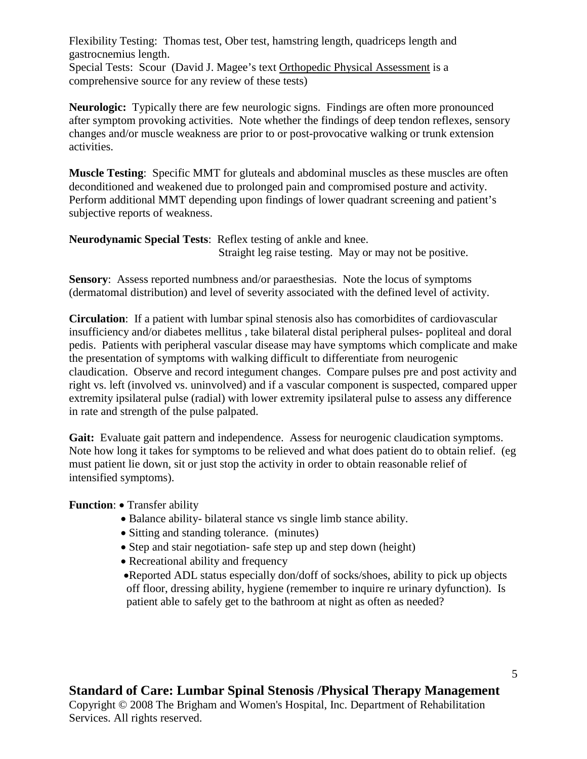Flexibility Testing: Thomas test, Ober test, hamstring length, quadriceps length and gastrocnemius length.
Special Tests: Scour (David J. Magee's text Orthopedic Physical Assessment is a comprehensive source for any review of these tests)

**Neurologic:** Typically there are few neurologic signs. Findings are often more pronounced after symptom provoking activities. Note whether the findings of deep tendon reflexes, sensory changes and/or muscle weakness are prior to or post-provocative walking or trunk extension activities.

**Muscle Testing**: Specific MMT for gluteals and abdominal muscles as these muscles are often deconditioned and weakened due to prolonged pain and compromised posture and activity. Perform additional MMT depending upon findings of lower quadrant screening and patient's subjective reports of weakness.

**Neurodynamic Special Tests**: Reflex testing of ankle and knee.
Straight leg raise testing. May or may not be positive.

**Sensory**: Assess reported numbness and/or paraesthesias. Note the locus of symptoms (dermatomal distribution) and level of severity associated with the defined level of activity.

**Circulation**: If a patient with lumbar spinal stenosis also has comorbidites of cardiovascular insufficiency and/or diabetes mellitus , take bilateral distal peripheral pulses- popliteal and doral pedis. Patients with peripheral vascular disease may have symptoms which complicate and make the presentation of symptoms with walking difficult to differentiate from neurogenic claudication. Observe and record integument changes. Compare pulses pre and post activity and right vs. left (involved vs. uninvolved) and if a vascular component is suspected, compared upper extremity ipsilateral pulse (radial) with lower extremity ipsilateral pulse to assess any difference in rate and strength of the pulse palpated.

**Gait:** Evaluate gait pattern and independence. Assess for neurogenic claudication symptoms. Note how long it takes for symptoms to be relieved and what does patient do to obtain relief. (eg must patient lie down, sit or just stop the activity in order to obtain reasonable relief of intensified symptoms).

**Function**:
- Transfer ability
- Balance ability- bilateral stance vs single limb stance ability.
- Sitting and standing tolerance. (minutes)
- Step and stair negotiation- safe step up and step down (height)
- Recreational ability and frequency
- Reported ADL status especially don/doff of socks/shoes, ability to pick up objects off floor, dressing ability, hygiene (remember to inquire re urinary dyfunction). Is patient able to safely get to the bathroom at night as often as needed?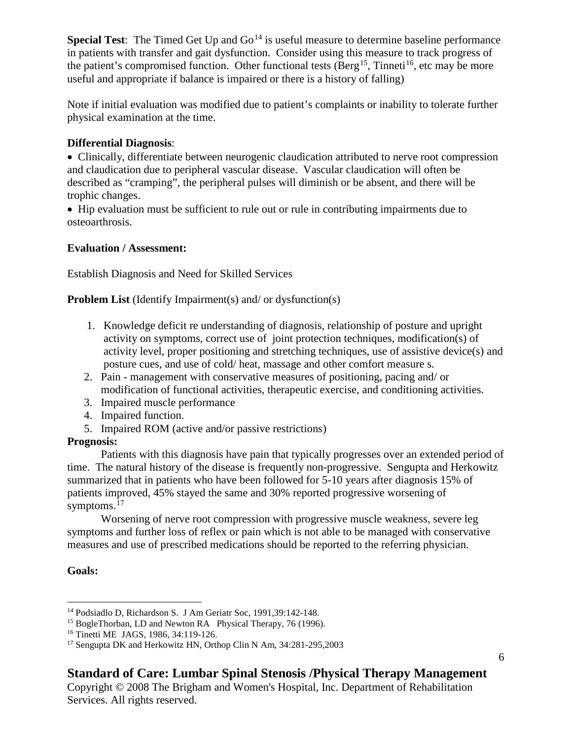**Special Test**: The Timed Get Up and Go[14] is useful measure to determine baseline performance in patients with transfer and gait dysfunction. Consider using this measure to track progress of the patient's compromised function. Other functional tests (Berg[15], Tinneti[16], etc may be more useful and appropriate if balance is impaired or there is a history of falling)

Note if initial evaluation was modified due to patient's complaints or inability to tolerate further physical examination at the time.

**Differential Diagnosis**:

- Clinically, differentiate between neurogenic claudication attributed to nerve root compression and claudication due to peripheral vascular disease. Vascular claudication will often be described as "cramping", the peripheral pulses will diminish or be absent, and there will be trophic changes.
- Hip evaluation must be sufficient to rule out or rule in contributing impairments due to osteoarthrosis.

**Evaluation / Assessment:**

Establish Diagnosis and Need for Skilled Services

**Problem List** (Identify Impairment(s) and/ or dysfunction(s)

1. Knowledge deficit re understanding of diagnosis, relationship of posture and upright activity on symptoms, correct use of joint protection techniques, modification(s) of activity level, proper positioning and stretching techniques, use of assistive device(s) and posture cues, and use of cold/ heat, massage and other comfort measure s.
2. Pain - management with conservative measures of positioning, pacing and/ or modification of functional activities, therapeutic exercise, and conditioning activities.
3. Impaired muscle performance
4. Impaired function.
5. Impaired ROM (active and/or passive restrictions)

**Prognosis:**

Patients with this diagnosis have pain that typically progresses over an extended period of time. The natural history of the disease is frequently non-progressive. Sengupta and Herkowitz summarized that in patients who have been followed for 5-10 years after diagnosis 15% of patients improved, 45% stayed the same and 30% reported progressive worsening of symptoms.[17]

Worsening of nerve root compression with progressive muscle weakness, severe leg symptoms and further loss of reflex or pain which is not able to be managed with conservative measures and use of prescribed medications should be reported to the referring physician.

**Goals:**

---

[14] Podsiadlo D, Richardson S. J Am Geriatr Soc, 1991,39:142-148.

[15] BogleThorban, LD and Newton RA Physical Therapy, 76 (1996).

[16] Tinetti ME JAGS, 1986, 34:119-126.

[17] Sengupta DK and Herkowitz HN, Orthop Clin N Am, 34:281-295,2003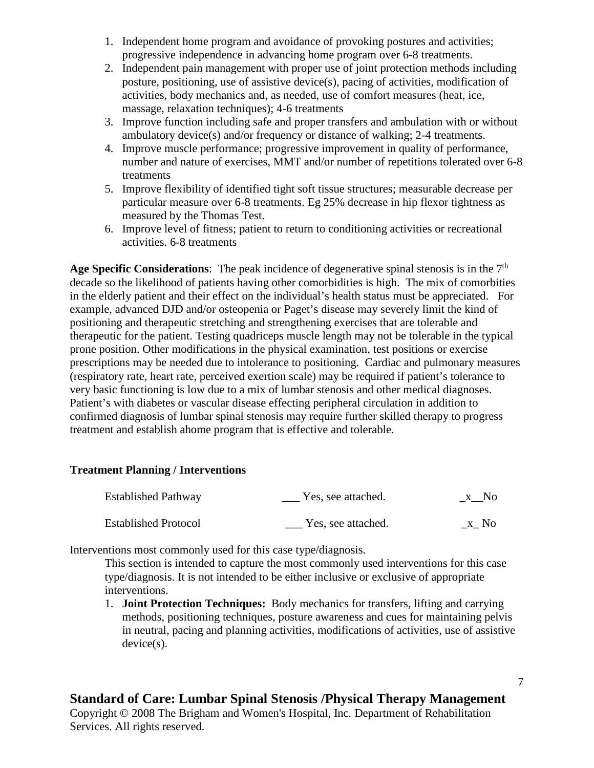1. Independent home program and avoidance of provoking postures and activities; progressive independence in advancing home program over 6-8 treatments.
2. Independent pain management with proper use of joint protection methods including posture, positioning, use of assistive device(s), pacing of activities, modification of activities, body mechanics and, as needed, use of comfort measures (heat, ice, massage, relaxation techniques); 4-6 treatments
3. Improve function including safe and proper transfers and ambulation with or without ambulatory device(s) and/or frequency or distance of walking; 2-4 treatments.
4. Improve muscle performance; progressive improvement in quality of performance, number and nature of exercises, MMT and/or number of repetitions tolerated over 6-8 treatments
5. Improve flexibility of identified tight soft tissue structures; measurable decrease per particular measure over 6-8 treatments. Eg 25% decrease in hip flexor tightness as measured by the Thomas Test.
6. Improve level of fitness; patient to return to conditioning activities or recreational activities. 6-8 treatments

**Age Specific Considerations**: The peak incidence of degenerative spinal stenosis is in the 7th decade so the likelihood of patients having other comorbidities is high. The mix of comorbities in the elderly patient and their effect on the individual's health status must be appreciated. For example, advanced DJD and/or osteopenia or Paget's disease may severely limit the kind of positioning and therapeutic stretching and strengthening exercises that are tolerable and therapeutic for the patient. Testing quadriceps muscle length may not be tolerable in the typical prone position. Other modifications in the physical examination, test positions or exercise prescriptions may be needed due to intolerance to positioning. Cardiac and pulmonary measures (respiratory rate, heart rate, perceived exertion scale) may be required if patient's tolerance to very basic functioning is low due to a mix of lumbar stenosis and other medical diagnoses. Patient's with diabetes or vascular disease effecting peripheral circulation in addition to confirmed diagnosis of lumbar spinal stenosis may require further skilled therapy to progress treatment and establish ahome program that is effective and tolerable.

**Treatment Planning / Interventions**

| | | |
|---|---|---|
| Established Pathway | ___ Yes, see attached. | _x__No |
| Established Protocol | ___ Yes, see attached. | _x_ No |

Interventions most commonly used for this case type/diagnosis.

This section is intended to capture the most commonly used interventions for this case type/diagnosis. It is not intended to be either inclusive or exclusive of appropriate interventions.

1. **Joint Protection Techniques:** Body mechanics for transfers, lifting and carrying methods, positioning techniques, posture awareness and cues for maintaining pelvis in neutral, pacing and planning activities, modifications of activities, use of assistive device(s).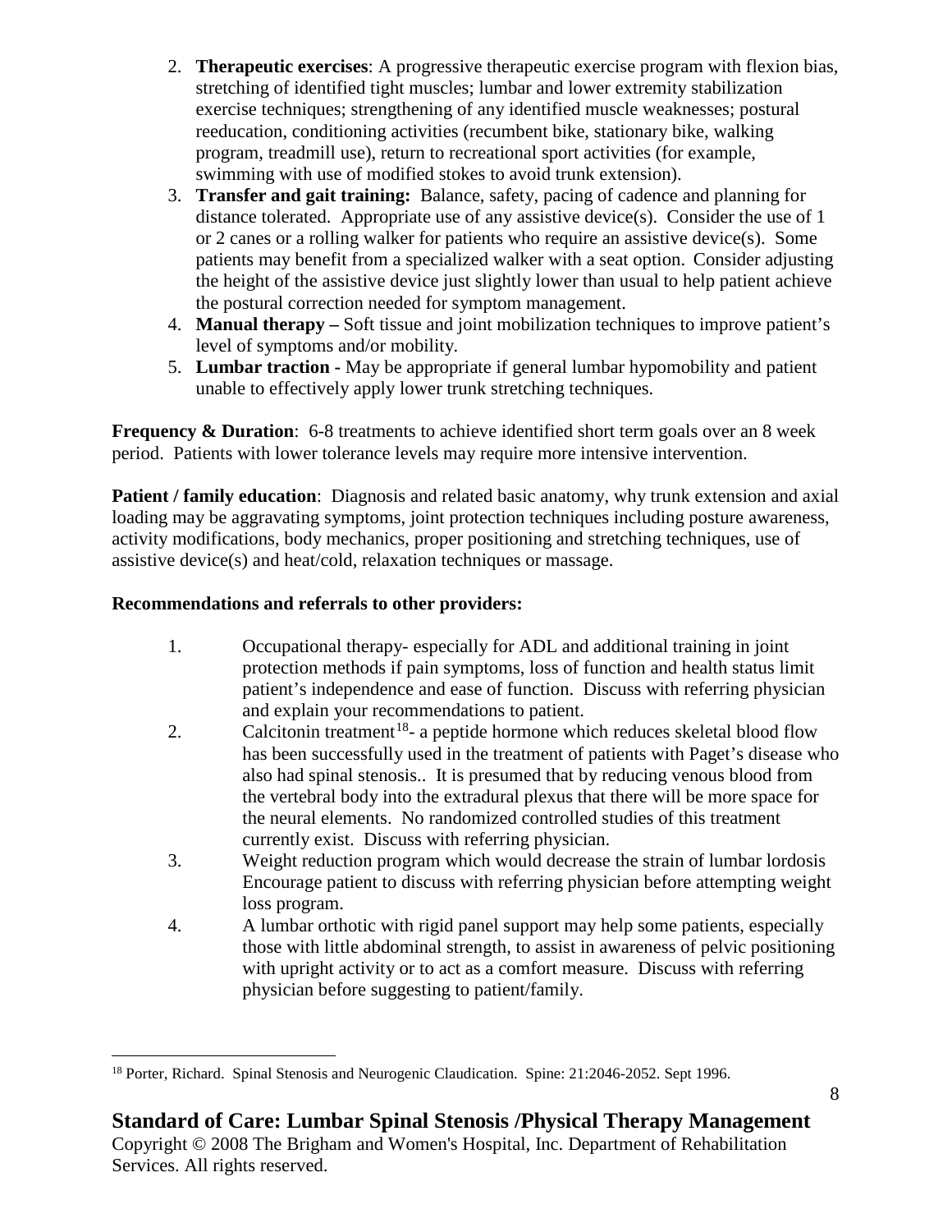2. **Therapeutic exercises**: A progressive therapeutic exercise program with flexion bias, stretching of identified tight muscles; lumbar and lower extremity stabilization exercise techniques; strengthening of any identified muscle weaknesses; postural reeducation, conditioning activities (recumbent bike, stationary bike, walking program, treadmill use), return to recreational sport activities (for example, swimming with use of modified stokes to avoid trunk extension).
3. **Transfer and gait training:** Balance, safety, pacing of cadence and planning for distance tolerated. Appropriate use of any assistive device(s). Consider the use of 1 or 2 canes or a rolling walker for patients who require an assistive device(s). Some patients may benefit from a specialized walker with a seat option. Consider adjusting the height of the assistive device just slightly lower than usual to help patient achieve the postural correction needed for symptom management.
4. **Manual therapy –** Soft tissue and joint mobilization techniques to improve patient's level of symptoms and/or mobility.
5. **Lumbar traction -** May be appropriate if general lumbar hypomobility and patient unable to effectively apply lower trunk stretching techniques.

**Frequency & Duration**: 6-8 treatments to achieve identified short term goals over an 8 week period. Patients with lower tolerance levels may require more intensive intervention.

**Patient / family education**: Diagnosis and related basic anatomy, why trunk extension and axial loading may be aggravating symptoms, joint protection techniques including posture awareness, activity modifications, body mechanics, proper positioning and stretching techniques, use of assistive device(s) and heat/cold, relaxation techniques or massage.

**Recommendations and referrals to other providers:**

1. Occupational therapy- especially for ADL and additional training in joint protection methods if pain symptoms, loss of function and health status limit patient's independence and ease of function. Discuss with referring physician and explain your recommendations to patient.
2. Calcitonin treatment[18]- a peptide hormone which reduces skeletal blood flow has been successfully used in the treatment of patients with Paget's disease who also had spinal stenosis.. It is presumed that by reducing venous blood from the vertebral body into the extradural plexus that there will be more space for the neural elements. No randomized controlled studies of this treatment currently exist. Discuss with referring physician.
3. Weight reduction program which would decrease the strain of lumbar lordosis Encourage patient to discuss with referring physician before attempting weight loss program.
4. A lumbar orthotic with rigid panel support may help some patients, especially those with little abdominal strength, to assist in awareness of pelvic positioning with upright activity or to act as a comfort measure. Discuss with referring physician before suggesting to patient/family.

---

[18] Porter, Richard. Spinal Stenosis and Neurogenic Claudication. Spine: 21:2046-2052. Sept 1996.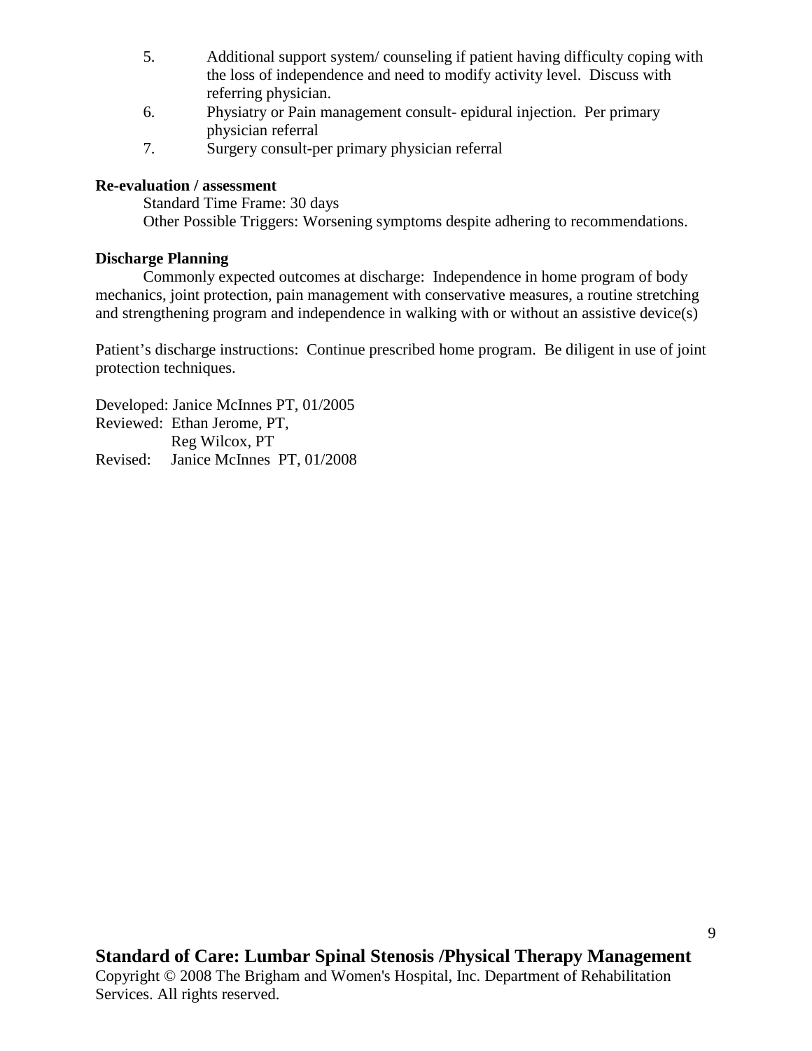5. Additional support system/ counseling if patient having difficulty coping with the loss of independence and need to modify activity level. Discuss with referring physician.
6. Physiatry or Pain management consult- epidural injection. Per primary physician referral
7. Surgery consult-per primary physician referral

**Re-evaluation / assessment**

Standard Time Frame: 30 days

Other Possible Triggers: Worsening symptoms despite adhering to recommendations.

**Discharge Planning**

Commonly expected outcomes at discharge: Independence in home program of body mechanics, joint protection, pain management with conservative measures, a routine stretching and strengthening program and independence in walking with or without an assistive device(s)

Patient's discharge instructions: Continue prescribed home program. Be diligent in use of joint protection techniques.

Developed: Janice McInnes PT, 01/2005
Reviewed: Ethan Jerome, PT,
Reg Wilcox, PT
Revised: Janice McInnes PT, 01/2008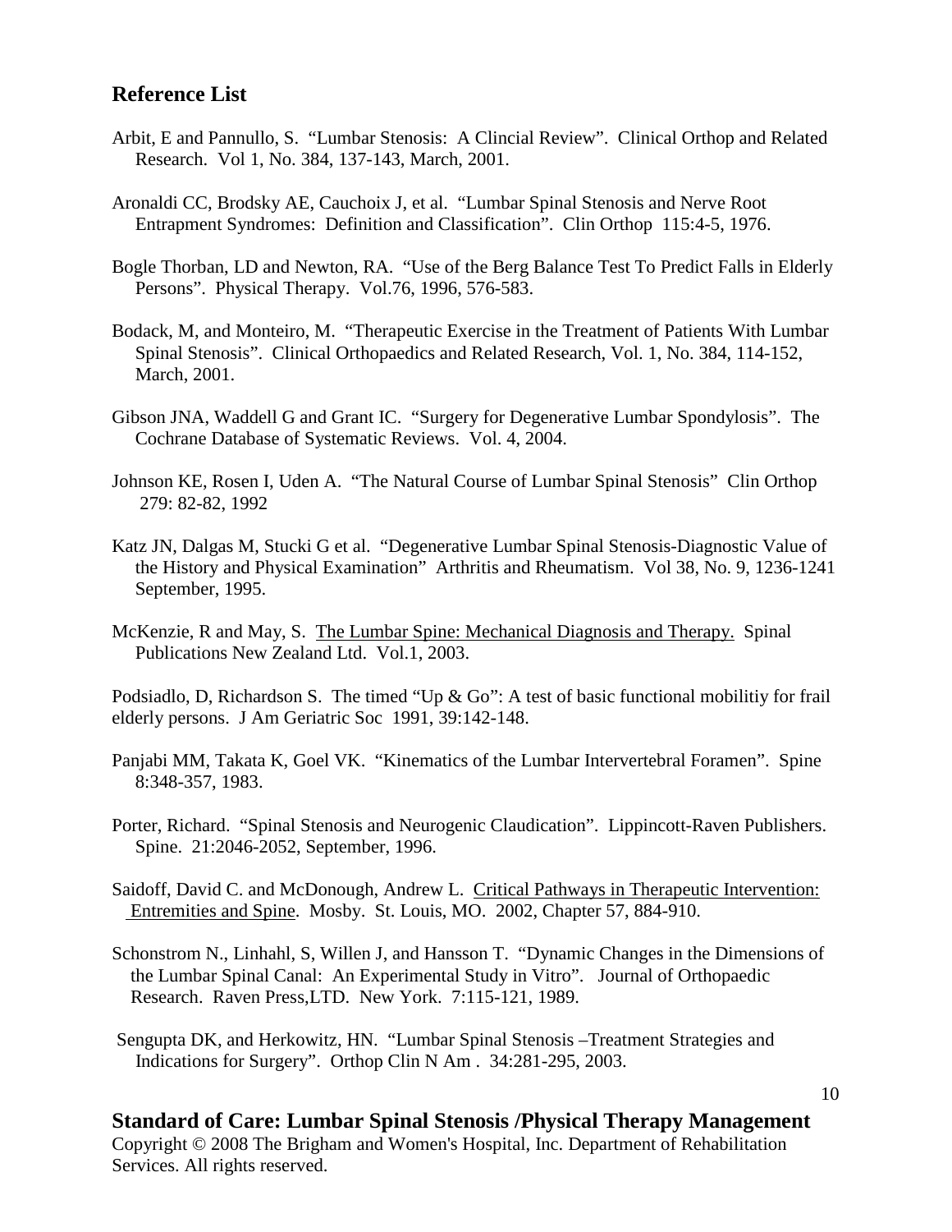## Reference List

Arbit, E and Pannullo, S. "Lumbar Stenosis: A Clincial Review". Clinical Orthop and Related Research. Vol 1, No. 384, 137-143, March, 2001.

Aronaldi CC, Brodsky AE, Cauchoix J, et al. "Lumbar Spinal Stenosis and Nerve Root Entrapment Syndromes: Definition and Classification". Clin Orthop 115:4-5, 1976.

Bogle Thorban, LD and Newton, RA. "Use of the Berg Balance Test To Predict Falls in Elderly Persons". Physical Therapy. Vol.76, 1996, 576-583.

Bodack, M, and Monteiro, M. "Therapeutic Exercise in the Treatment of Patients With Lumbar Spinal Stenosis". Clinical Orthopaedics and Related Research, Vol. 1, No. 384, 114-152, March, 2001.

Gibson JNA, Waddell G and Grant IC. "Surgery for Degenerative Lumbar Spondylosis". The Cochrane Database of Systematic Reviews. Vol. 4, 2004.

Johnson KE, Rosen I, Uden A. "The Natural Course of Lumbar Spinal Stenosis" Clin Orthop 279: 82-82, 1992

Katz JN, Dalgas M, Stucki G et al. "Degenerative Lumbar Spinal Stenosis-Diagnostic Value of the History and Physical Examination" Arthritis and Rheumatism. Vol 38, No. 9, 1236-1241 September, 1995.

McKenzie, R and May, S. The Lumbar Spine: Mechanical Diagnosis and Therapy. Spinal Publications New Zealand Ltd. Vol.1, 2003.

Podsiadlo, D, Richardson S. The timed "Up & Go": A test of basic functional mobilitiy for frail elderly persons. J Am Geriatric Soc 1991, 39:142-148.

Panjabi MM, Takata K, Goel VK. "Kinematics of the Lumbar Intervertebral Foramen". Spine 8:348-357, 1983.

Porter, Richard. "Spinal Stenosis and Neurogenic Claudication". Lippincott-Raven Publishers. Spine. 21:2046-2052, September, 1996.

Saidoff, David C. and McDonough, Andrew L. Critical Pathways in Therapeutic Intervention: Entremities and Spine. Mosby. St. Louis, MO. 2002, Chapter 57, 884-910.

Schonstrom N., Linhahl, S, Willen J, and Hansson T. "Dynamic Changes in the Dimensions of the Lumbar Spinal Canal: An Experimental Study in Vitro". Journal of Orthopaedic Research. Raven Press,LTD. New York. 7:115-121, 1989.

Sengupta DK, and Herkowitz, HN. "Lumbar Spinal Stenosis –Treatment Strategies and Indications for Surgery". Orthop Clin N Am . 34:281-295, 2003.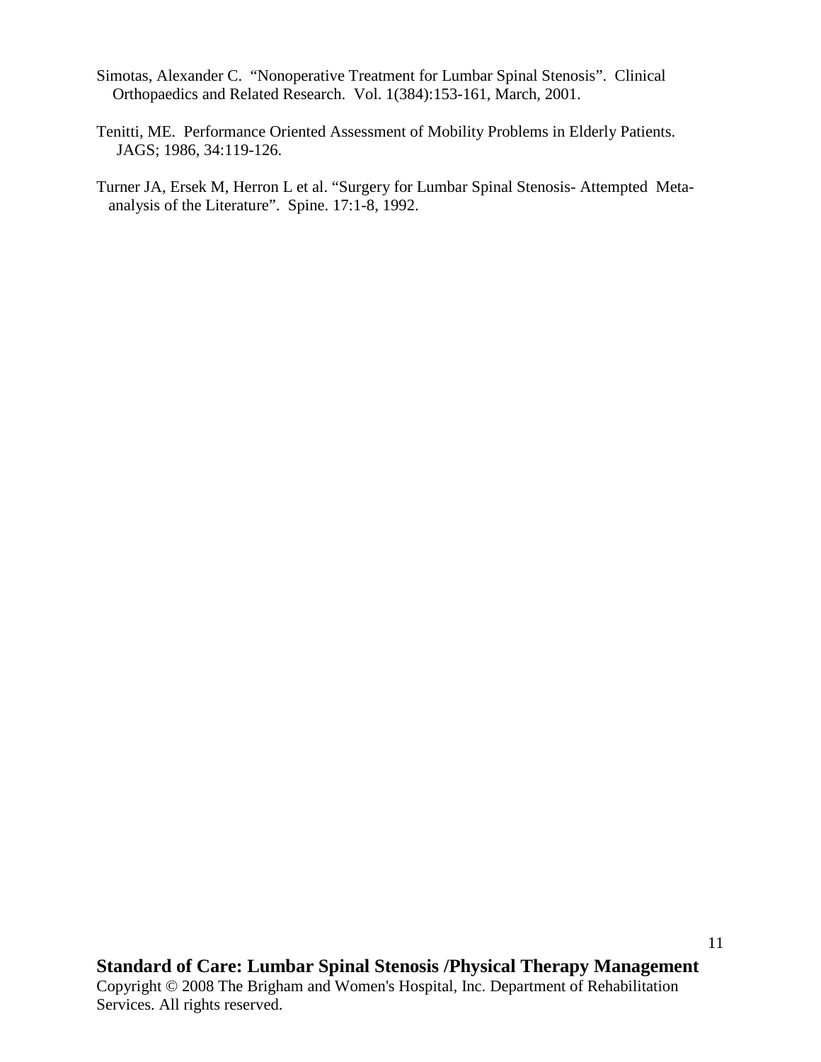Simotas, Alexander C. "Nonoperative Treatment for Lumbar Spinal Stenosis". Clinical Orthopaedics and Related Research. Vol. 1(384):153-161, March, 2001.

Tenitti, ME. Performance Oriented Assessment of Mobility Problems in Elderly Patients. JAGS; 1986, 34:119-126.

Turner JA, Ersek M, Herron L et al. "Surgery for Lumbar Spinal Stenosis- Attempted Meta-analysis of the Literature". Spine. 17:1-8, 1992.